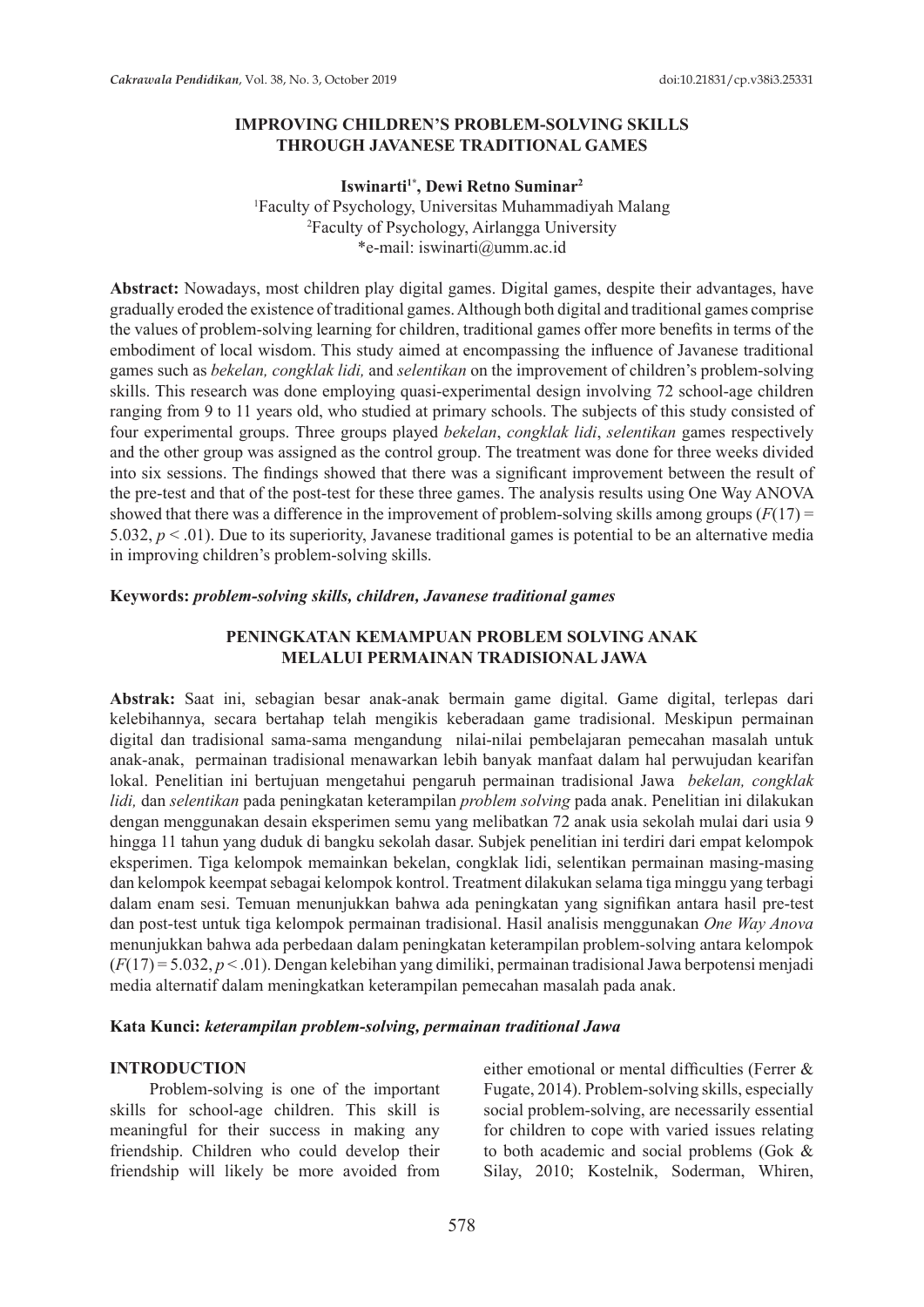# IMPROVING CHILDREN'S PROBLEM-SOLVING SKILLS THROUGH JAVANESE TRADITIONAL GAMES

**Iswinarti[1*], Dewi Retno Suminar[2]**

[1]Faculty of Psychology, Universitas Muhammadiyah Malang
[2]Faculty of Psychology, Airlangga University
*e-mail: iswinarti@umm.ac.id

**Abstract:** Nowadays, most children play digital games. Digital games, despite their advantages, have gradually eroded the existence of traditional games. Although both digital and traditional games comprise the values of problem-solving learning for children, traditional games offer more benefits in terms of the embodiment of local wisdom. This study aimed at encompassing the influence of Javanese traditional games such as *bekelan, congklak lidi,* and *selentikan* on the improvement of children's problem-solving skills. This research was done employing quasi-experimental design involving 72 school-age children ranging from 9 to 11 years old, who studied at primary schools. The subjects of this study consisted of four experimental groups. Three groups played *bekelan*, *congklak lidi*, *selentikan* games respectively and the other group was assigned as the control group. The treatment was done for three weeks divided into six sessions. The findings showed that there was a significant improvement between the result of the pre-test and that of the post-test for these three games. The analysis results using One Way ANOVA showed that there was a difference in the improvement of problem-solving skills among groups ($F(17) = 5.032$, $p < .01$). Due to its superiority, Javanese traditional games is potential to be an alternative media in improving children's problem-solving skills.

**Keywords:** ***problem-solving skills, children, Javanese traditional games***

# PENINGKATAN KEMAMPUAN PROBLEM SOLVING ANAK MELALUI PERMAINAN TRADISIONAL JAWA

**Abstrak:** Saat ini, sebagian besar anak-anak bermain game digital. Game digital, terlepas dari kelebihannya, secara bertahap telah mengikis keberadaan game tradisional. Meskipun permainan digital dan tradisional sama-sama mengandung nilai-nilai pembelajaran pemecahan masalah untuk anak-anak, permainan tradisional menawarkan lebih banyak manfaat dalam hal perwujudan kearifan lokal. Penelitian ini bertujuan mengetahui pengaruh permainan tradisional Jawa *bekelan, congklak lidi,* dan *selentikan* pada peningkatan keterampilan *problem solving* pada anak. Penelitian ini dilakukan dengan menggunakan desain eksperimen semu yang melibatkan 72 anak usia sekolah mulai dari usia 9 hingga 11 tahun yang duduk di bangku sekolah dasar. Subjek penelitian ini terdiri dari empat kelompok eksperimen. Tiga kelompok memainkan bekelan, congklak lidi, selentikan permainan masing-masing dan kelompok keempat sebagai kelompok kontrol. Treatment dilakukan selama tiga minggu yang terbagi dalam enam sesi. Temuan menunjukkan bahwa ada peningkatan yang signifikan antara hasil pre-test dan post-test untuk tiga kelompok permainan tradisional. Hasil analisis menggunakan *One Way Anova* menunjukkan bahwa ada perbedaan dalam peningkatan keterampilan problem-solving antara kelompok ($F(17) = 5.032$, $p < .01$). Dengan kelebihan yang dimiliki, permainan tradisional Jawa berpotensi menjadi media alternatif dalam meningkatkan keterampilan pemecahan masalah pada anak.

**Kata Kunci:** ***keterampilan problem-solving, permainan traditional Jawa***

## INTRODUCTION

Problem-solving is one of the important skills for school-age children. This skill is meaningful for their success in making any friendship. Children who could develop their friendship will likely be more avoided from either emotional or mental difficulties (Ferrer & Fugate, 2014). Problem-solving skills, especially social problem-solving, are necessarily essential for children to cope with varied issues relating to both academic and social problems (Gok & Silay, 2010; Kostelnik, Soderman, Whiren,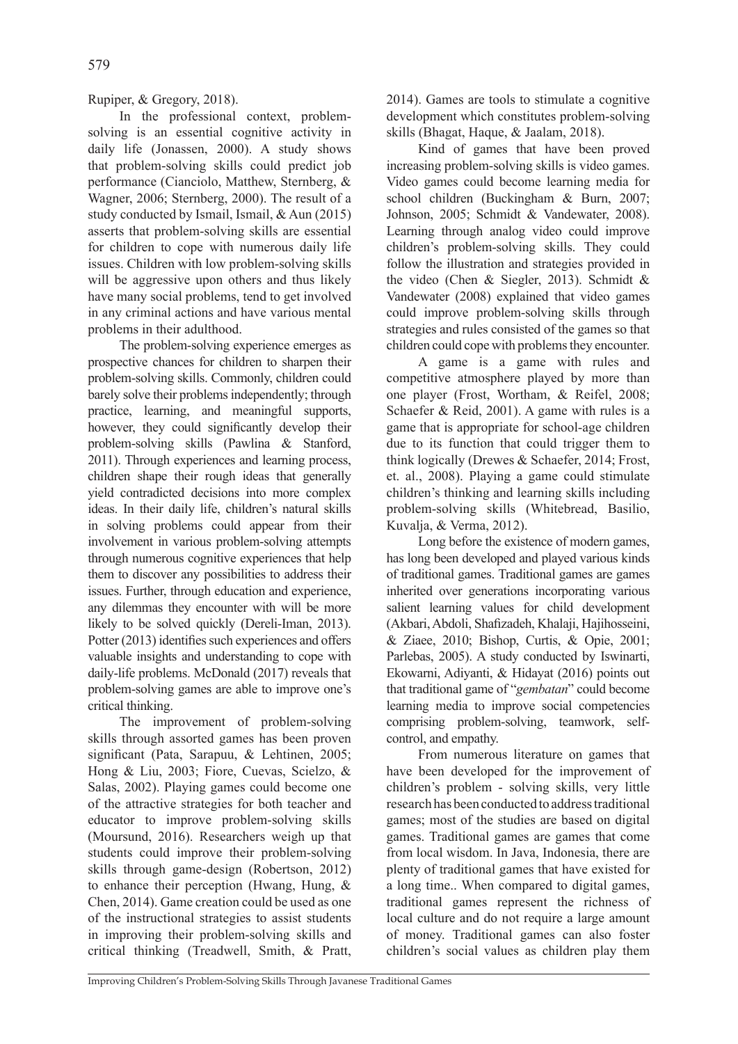Rupiper, & Gregory, 2018).

In the professional context, problem-solving is an essential cognitive activity in daily life (Jonassen, 2000). A study shows that problem-solving skills could predict job performance (Cianciolo, Matthew, Sternberg, & Wagner, 2006; Sternberg, 2000). The result of a study conducted by Ismail, Ismail, & Aun (2015) asserts that problem-solving skills are essential for children to cope with numerous daily life issues. Children with low problem-solving skills will be aggressive upon others and thus likely have many social problems, tend to get involved in any criminal actions and have various mental problems in their adulthood.

The problem-solving experience emerges as prospective chances for children to sharpen their problem-solving skills. Commonly, children could barely solve their problems independently; through practice, learning, and meaningful supports, however, they could significantly develop their problem-solving skills (Pawlina & Stanford, 2011). Through experiences and learning process, children shape their rough ideas that generally yield contradicted decisions into more complex ideas. In their daily life, children's natural skills in solving problems could appear from their involvement in various problem-solving attempts through numerous cognitive experiences that help them to discover any possibilities to address their issues. Further, through education and experience, any dilemmas they encounter with will be more likely to be solved quickly (Dereli-Iman, 2013). Potter (2013) identifies such experiences and offers valuable insights and understanding to cope with daily-life problems. McDonald (2017) reveals that problem-solving games are able to improve one's critical thinking.

The improvement of problem-solving skills through assorted games has been proven significant (Pata, Sarapuu, & Lehtinen, 2005; Hong & Liu, 2003; Fiore, Cuevas, Scielzo, & Salas, 2002). Playing games could become one of the attractive strategies for both teacher and educator to improve problem-solving skills (Moursund, 2016). Researchers weigh up that students could improve their problem-solving skills through game-design (Robertson, 2012) to enhance their perception (Hwang, Hung, & Chen, 2014). Game creation could be used as one of the instructional strategies to assist students in improving their problem-solving skills and critical thinking (Treadwell, Smith, & Pratt, 2014). Games are tools to stimulate a cognitive development which constitutes problem-solving skills (Bhagat, Haque, & Jaalam, 2018).

Kind of games that have been proved increasing problem-solving skills is video games. Video games could become learning media for school children (Buckingham & Burn, 2007; Johnson, 2005; Schmidt & Vandewater, 2008). Learning through analog video could improve children's problem-solving skills. They could follow the illustration and strategies provided in the video (Chen & Siegler, 2013). Schmidt & Vandewater (2008) explained that video games could improve problem-solving skills through strategies and rules consisted of the games so that children could cope with problems they encounter.

A game is a game with rules and competitive atmosphere played by more than one player (Frost, Wortham, & Reifel, 2008; Schaefer & Reid, 2001). A game with rules is a game that is appropriate for school-age children due to its function that could trigger them to think logically (Drewes & Schaefer, 2014; Frost, et. al., 2008). Playing a game could stimulate children's thinking and learning skills including problem-solving skills (Whitebread, Basilio, Kuvalja, & Verma, 2012).

Long before the existence of modern games, has long been developed and played various kinds of traditional games. Traditional games are games inherited over generations incorporating various salient learning values for child development (Akbari, Abdoli, Shafizadeh, Khalaji, Hajihosseini, & Ziaee, 2010; Bishop, Curtis, & Opie, 2001; Parlebas, 2005). A study conducted by Iswinarti, Ekowarni, Adiyanti, & Hidayat (2016) points out that traditional game of "*gembatan*" could become learning media to improve social competencies comprising problem-solving, teamwork, self-control, and empathy.

From numerous literature on games that have been developed for the improvement of children's problem - solving skills, very little research has been conducted to address traditional games; most of the studies are based on digital games. Traditional games are games that come from local wisdom. In Java, Indonesia, there are plenty of traditional games that have existed for a long time.. When compared to digital games, traditional games represent the richness of local culture and do not require a large amount of money. Traditional games can also foster children's social values as children play them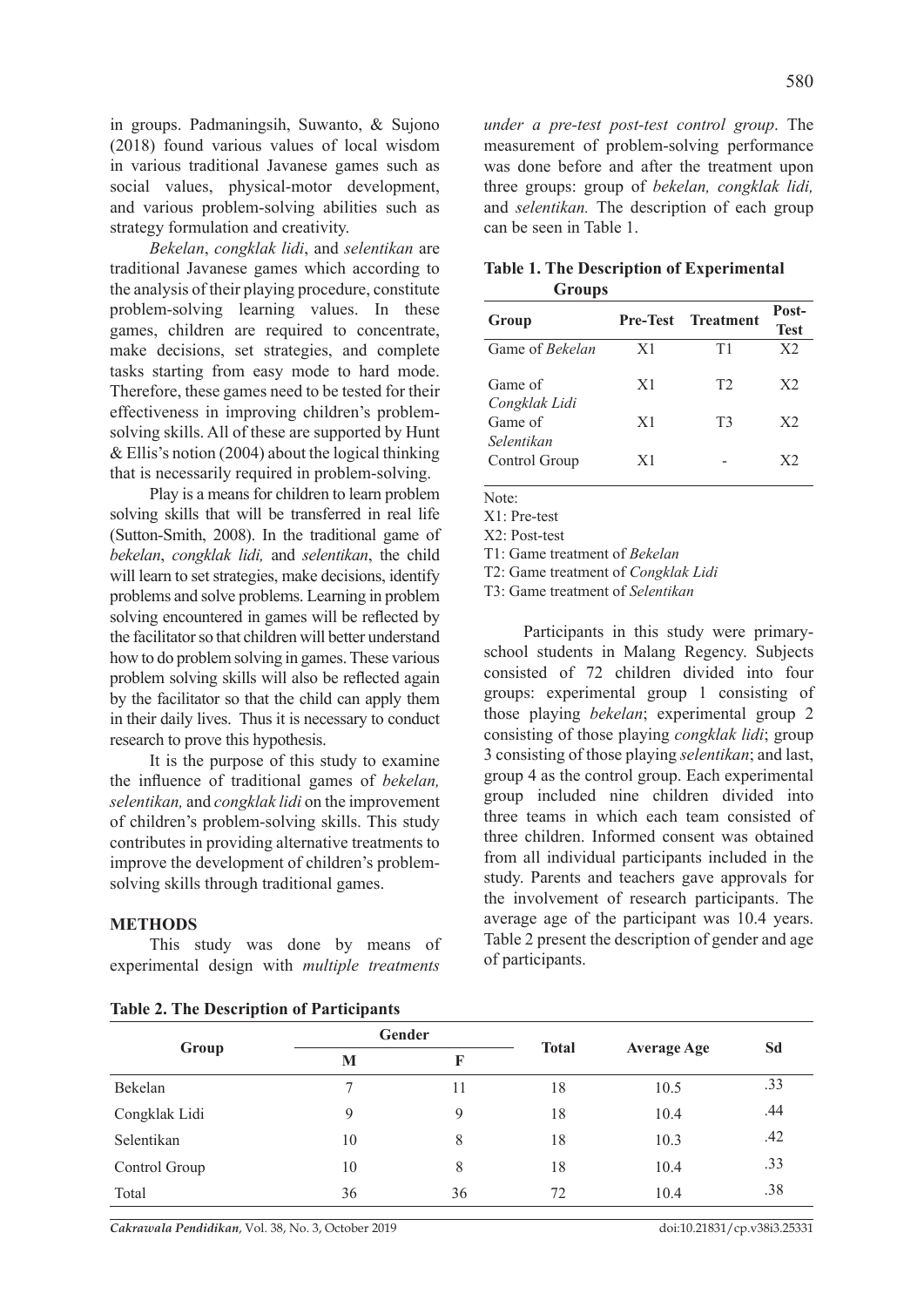in groups. Padmaningsih, Suwanto, & Sujono (2018) found various values of local wisdom in various traditional Javanese games such as social values, physical-motor development, and various problem-solving abilities such as strategy formulation and creativity.

*Bekelan*, *congklak lidi*, and *selentikan* are traditional Javanese games which according to the analysis of their playing procedure, constitute problem-solving learning values. In these games, children are required to concentrate, make decisions, set strategies, and complete tasks starting from easy mode to hard mode. Therefore, these games need to be tested for their effectiveness in improving children's problem-solving skills. All of these are supported by Hunt & Ellis's notion (2004) about the logical thinking that is necessarily required in problem-solving.

Play is a means for children to learn problem solving skills that will be transferred in real life (Sutton-Smith, 2008). In the traditional game of *bekelan*, *congklak lidi,* and *selentikan*, the child will learn to set strategies, make decisions, identify problems and solve problems. Learning in problem solving encountered in games will be reflected by the facilitator so that children will better understand how to do problem solving in games. These various problem solving skills will also be reflected again by the facilitator so that the child can apply them in their daily lives. Thus it is necessary to conduct research to prove this hypothesis.

It is the purpose of this study to examine the influence of traditional games of *bekelan, selentikan,* and *congklak lidi* on the improvement of children's problem-solving skills. This study contributes in providing alternative treatments to improve the development of children's problem-solving skills through traditional games.

## METHODS

This study was done by means of experimental design with *multiple treatments under a pre-test post-test control group*. The measurement of problem-solving performance was done before and after the treatment upon three groups: group of *bekelan, congklak lidi,* and *selentikan.* The description of each group can be seen in Table 1.

**Table 1. The Description of Experimental Groups**

| Group | Pre-Test | Treatment | Post-Test |
|---|---|---|---|
| Game of *Bekelan* | X1 | T1 | X2 |
| Game of *Congklak Lidi* | X1 | T2 | X2 |
| Game of *Selentikan* | X1 | T3 | X2 |
| Control Group | X1 | - | X2 |

Note:
X1: Pre-test
X2: Post-test
T1: Game treatment of *Bekelan*
T2: Game treatment of *Congklak Lidi*
T3: Game treatment of *Selentikan*

Participants in this study were primary-school students in Malang Regency. Subjects consisted of 72 children divided into four groups: experimental group 1 consisting of those playing *bekelan*; experimental group 2 consisting of those playing *congklak lidi*; group 3 consisting of those playing *selentikan*; and last, group 4 as the control group. Each experimental group included nine children divided into three teams in which each team consisted of three children. Informed consent was obtained from all individual participants included in the study. Parents and teachers gave approvals for the involvement of research participants. The average age of the participant was 10.4 years. Table 2 present the description of gender and age of participants.

**Table 2. The Description of Participants**

| Group | Gender | | Total | Average Age | Sd |
|---|---|---|---|---|---|
| | M | F | | | |
| Bekelan | 7 | 11 | 18 | 10.5 | .33 |
| Congklak Lidi | 9 | 9 | 18 | 10.4 | .44 |
| Selentikan | 10 | 8 | 18 | 10.3 | .42 |
| Control Group | 10 | 8 | 18 | 10.4 | .33 |
| Total | 36 | 36 | 72 | 10.4 | .38 |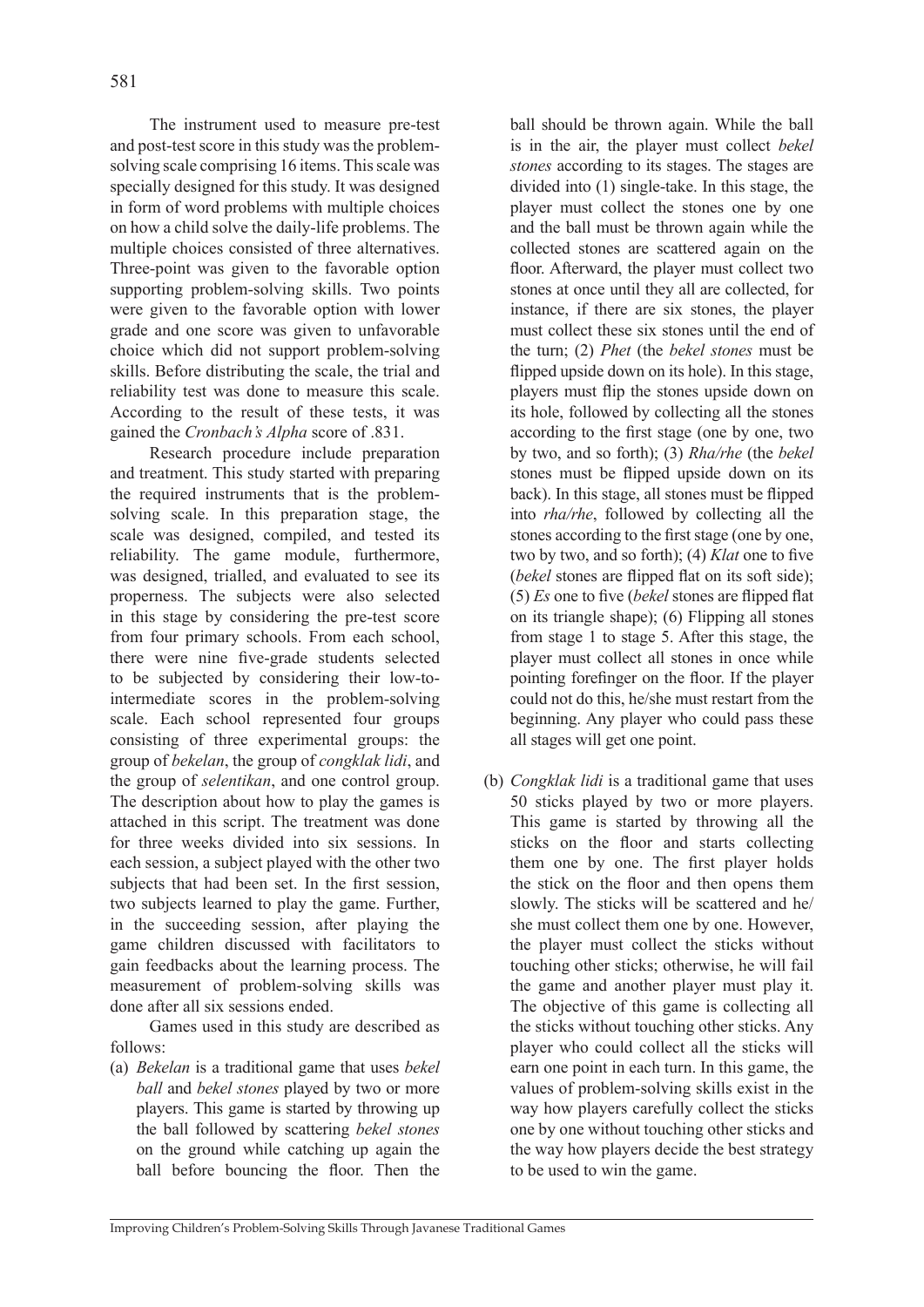The instrument used to measure pre-test and post-test score in this study was the problem-solving scale comprising 16 items. This scale was specially designed for this study. It was designed in form of word problems with multiple choices on how a child solve the daily-life problems. The multiple choices consisted of three alternatives. Three-point was given to the favorable option supporting problem-solving skills. Two points were given to the favorable option with lower grade and one score was given to unfavorable choice which did not support problem-solving skills. Before distributing the scale, the trial and reliability test was done to measure this scale. According to the result of these tests, it was gained the *Cronbach's Alpha* score of .831.

Research procedure include preparation and treatment. This study started with preparing the required instruments that is the problem-solving scale. In this preparation stage, the scale was designed, compiled, and tested its reliability. The game module, furthermore, was designed, trialled, and evaluated to see its properness. The subjects were also selected in this stage by considering the pre-test score from four primary schools. From each school, there were nine five-grade students selected to be subjected by considering their low-to-intermediate scores in the problem-solving scale. Each school represented four groups consisting of three experimental groups: the group of *bekelan*, the group of *congklak lidi*, and the group of *selentikan*, and one control group. The description about how to play the games is attached in this script. The treatment was done for three weeks divided into six sessions. In each session, a subject played with the other two subjects that had been set. In the first session, two subjects learned to play the game. Further, in the succeeding session, after playing the game children discussed with facilitators to gain feedbacks about the learning process. The measurement of problem-solving skills was done after all six sessions ended.

Games used in this study are described as follows:

(a) *Bekelan* is a traditional game that uses *bekel ball* and *bekel stones* played by two or more players. This game is started by throwing up the ball followed by scattering *bekel stones* on the ground while catching up again the ball before bouncing the floor. Then the ball should be thrown again. While the ball is in the air, the player must collect *bekel stones* according to its stages. The stages are divided into (1) single-take. In this stage, the player must collect the stones one by one and the ball must be thrown again while the collected stones are scattered again on the floor. Afterward, the player must collect two stones at once until they all are collected, for instance, if there are six stones, the player must collect these six stones until the end of the turn; (2) *Phet* (the *bekel stones* must be flipped upside down on its hole). In this stage, players must flip the stones upside down on its hole, followed by collecting all the stones according to the first stage (one by one, two by two, and so forth); (3) *Rha/rhe* (the *bekel* stones must be flipped upside down on its back). In this stage, all stones must be flipped into *rha/rhe*, followed by collecting all the stones according to the first stage (one by one, two by two, and so forth); (4) *Klat* one to five (*bekel* stones are flipped flat on its soft side); (5) *Es* one to five (*bekel* stones are flipped flat on its triangle shape); (6) Flipping all stones from stage 1 to stage 5. After this stage, the player must collect all stones in once while pointing forefinger on the floor. If the player could not do this, he/she must restart from the beginning. Any player who could pass these all stages will get one point.

(b) *Congklak lidi* is a traditional game that uses 50 sticks played by two or more players. This game is started by throwing all the sticks on the floor and starts collecting them one by one. The first player holds the stick on the floor and then opens them slowly. The sticks will be scattered and he/she must collect them one by one. However, the player must collect the sticks without touching other sticks; otherwise, he will fail the game and another player must play it. The objective of this game is collecting all the sticks without touching other sticks. Any player who could collect all the sticks will earn one point in each turn. In this game, the values of problem-solving skills exist in the way how players carefully collect the sticks one by one without touching other sticks and the way how players decide the best strategy to be used to win the game.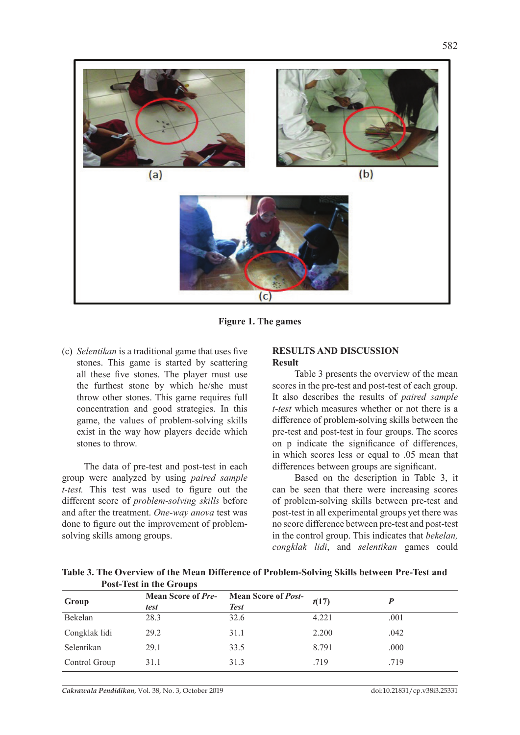Figure 1. The games

(c) *Selentikan* is a traditional game that uses five stones. This game is started by scattering all these five stones. The player must use the furthest stone by which he/she must throw other stones. This game requires full concentration and good strategies. In this game, the values of problem-solving skills exist in the way how players decide which stones to throw.

The data of pre-test and post-test in each group were analyzed by using *paired sample t-test.* This test was used to figure out the different score of *problem-solving skills* before and after the treatment. *One-way anova* test was done to figure out the improvement of problem-solving skills among groups.

## RESULTS AND DISCUSSION

### Result

Table 3 presents the overview of the mean scores in the pre-test and post-test of each group. It also describes the results of *paired sample t-test* which measures whether or not there is a difference of problem-solving skills between the pre-test and post-test in four groups. The scores on p indicate the significance of differences, in which scores less or equal to .05 mean that differences between groups are significant.

Based on the description in Table 3, it can be seen that there were increasing scores of problem-solving skills between pre-test and post-test in all experimental groups yet there was no score difference between pre-test and post-test in the control group. This indicates that *bekelan, congklak lidi*, and *selentikan* games could

**Table 3. The Overview of the Mean Difference of Problem-Solving Skills between Pre-Test and Post-Test in the Groups**

| Group | Mean Score of *Pre-test* | Mean Score of *Post-Test* | *t*(17) | *P* |
|---|---|---|---|---|
| Bekelan | 28.3 | 32.6 | 4.221 | .001 |
| Congklak lidi | 29.2 | 31.1 | 2.200 | .042 |
| Selentikan | 29.1 | 33.5 | 8.791 | .000 |
| Control Group | 31.1 | 31.3 | .719 | .719 |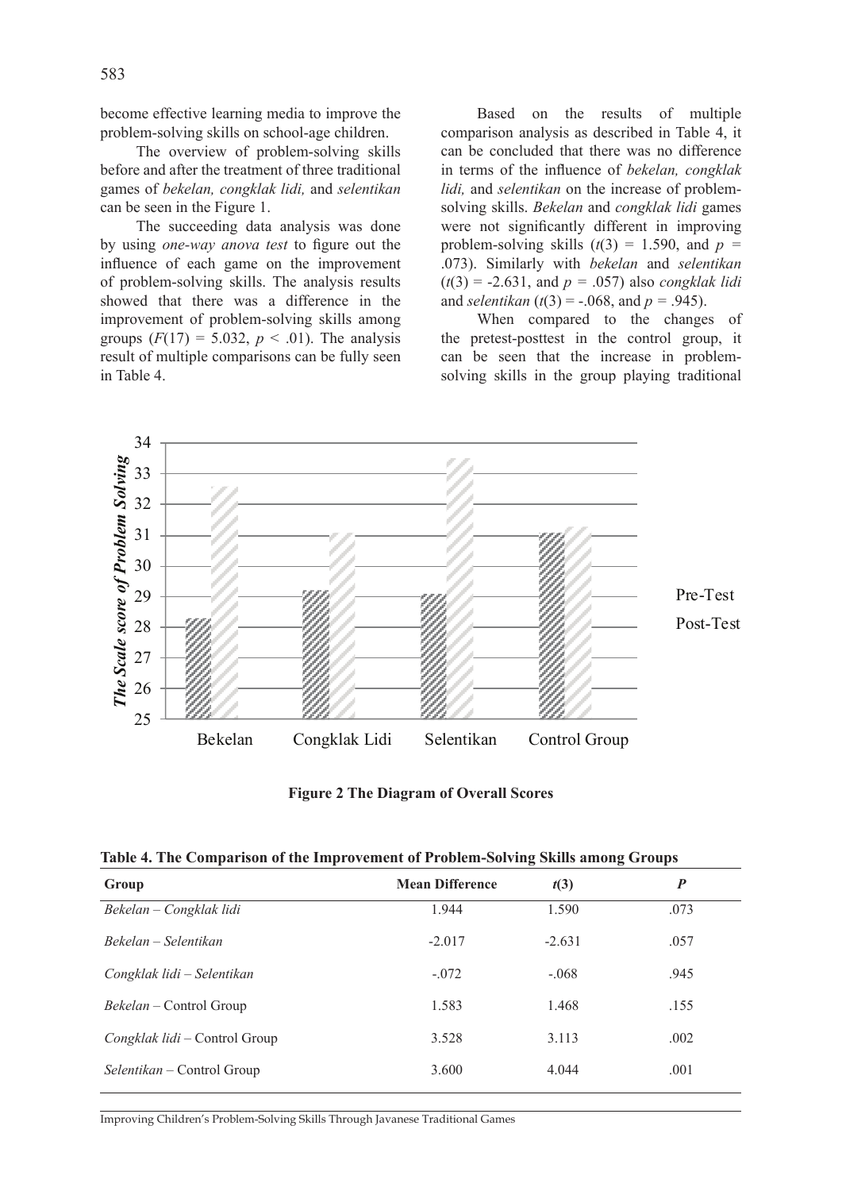become effective learning media to improve the problem-solving skills on school-age children.

The overview of problem-solving skills before and after the treatment of three traditional games of *bekelan, congklak lidi,* and *selentikan* can be seen in the Figure 1.

The succeeding data analysis was done by using *one-way anova test* to figure out the influence of each game on the improvement of problem-solving skills. The analysis results showed that there was a difference in the improvement of problem-solving skills among groups ($F(17) = 5.032$, $p < .01$). The analysis result of multiple comparisons can be fully seen in Table 4.

Based on the results of multiple comparison analysis as described in Table 4, it can be concluded that there was no difference in terms of the influence of *bekelan, congklak lidi,* and *selentikan* on the increase of problem-solving skills. *Bekelan* and *congklak lidi* games were not significantly different in improving problem-solving skills ($t(3) = 1.590$, and $p = .073$). Similarly with *bekelan* and *selentikan* ($t(3) = -2.631$, and $p = .057$) also *congklak lidi* and *selentikan* ($t(3) = -.068$, and $p = .945$).

When compared to the changes of the pretest-posttest in the control group, it can be seen that the increase in problem-solving skills in the group playing traditional

**Figure 2 The Diagram of Overall Scores**

**Table 4. The Comparison of the Improvement of Problem-Solving Skills among Groups**

| Group | Mean Difference | $t(3)$ | $P$ |
|---|---|---|---|
| *Bekelan – Congklak lidi* | 1.944 | 1.590 | .073 |
| *Bekelan – Selentikan* | -2.017 | -2.631 | .057 |
| *Congklak lidi – Selentikan* | -.072 | -.068 | .945 |
| *Bekelan* – Control Group | 1.583 | 1.468 | .155 |
| *Congklak lidi* – Control Group | 3.528 | 3.113 | .002 |
| *Selentikan* – Control Group | 3.600 | 4.044 | .001 |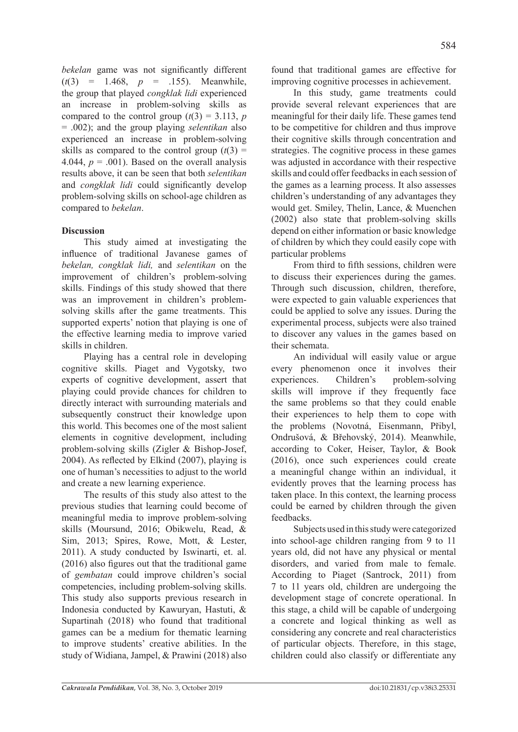*bekelan* game was not significantly different ($t(3)$ = 1.468, $p$ = .155). Meanwhile, the group that played *congklak lidi* experienced an increase in problem-solving skills as compared to the control group ($t(3)$ = 3.113, $p$ = .002); and the group playing *selentikan* also experienced an increase in problem-solving skills as compared to the control group ($t(3)$ = 4.044, $p$ = .001). Based on the overall analysis results above, it can be seen that both *selentikan* and *congklak lidi* could significantly develop problem-solving skills on school-age children as compared to *bekelan*.

**Discussion**

This study aimed at investigating the influence of traditional Javanese games of *bekelan, congklak lidi,* and *selentikan* on the improvement of children's problem-solving skills. Findings of this study showed that there was an improvement in children's problem-solving skills after the game treatments. This supported experts' notion that playing is one of the effective learning media to improve varied skills in children.

Playing has a central role in developing cognitive skills. Piaget and Vygotsky, two experts of cognitive development, assert that playing could provide chances for children to directly interact with surrounding materials and subsequently construct their knowledge upon this world. This becomes one of the most salient elements in cognitive development, including problem-solving skills (Zigler & Bishop-Josef, 2004). As reflected by Elkind (2007), playing is one of human's necessities to adjust to the world and create a new learning experience.

The results of this study also attest to the previous studies that learning could become of meaningful media to improve problem-solving skills (Moursund, 2016; Obikwelu, Read, & Sim, 2013; Spires, Rowe, Mott, & Lester, 2011). A study conducted by Iswinarti, et. al. (2016) also figures out that the traditional game of *gembatan* could improve children's social competencies, including problem-solving skills. This study also supports previous research in Indonesia conducted by Kawuryan, Hastuti, & Supartinah (2018) who found that traditional games can be a medium for thematic learning to improve students' creative abilities. In the study of Widiana, Jampel, & Prawini (2018) also found that traditional games are effective for improving cognitive processes in achievement.

In this study, game treatments could provide several relevant experiences that are meaningful for their daily life. These games tend to be competitive for children and thus improve their cognitive skills through concentration and strategies. The cognitive process in these games was adjusted in accordance with their respective skills and could offer feedbacks in each session of the games as a learning process. It also assesses children's understanding of any advantages they would get. Smiley, Thelin, Lance, & Muenchen (2002) also state that problem-solving skills depend on either information or basic knowledge of children by which they could easily cope with particular problems

From third to fifth sessions, children were to discuss their experiences during the games. Through such discussion, children, therefore, were expected to gain valuable experiences that could be applied to solve any issues. During the experimental process, subjects were also trained to discover any values in the games based on their schemata.

An individual will easily value or argue every phenomenon once it involves their experiences. Children's problem-solving skills will improve if they frequently face the same problems so that they could enable their experiences to help them to cope with the problems (Novotná, Eisenmann, Přibyl, Ondrušová, & Břehovský, 2014). Meanwhile, according to Coker, Heiser, Taylor, & Book (2016), once such experiences could create a meaningful change within an individual, it evidently proves that the learning process has taken place. In this context, the learning process could be earned by children through the given feedbacks.

Subjects used in this study were categorized into school-age children ranging from 9 to 11 years old, did not have any physical or mental disorders, and varied from male to female. According to Piaget (Santrock, 2011) from 7 to 11 years old, children are undergoing the development stage of concrete operational. In this stage, a child will be capable of undergoing a concrete and logical thinking as well as considering any concrete and real characteristics of particular objects. Therefore, in this stage, children could also classify or differentiate any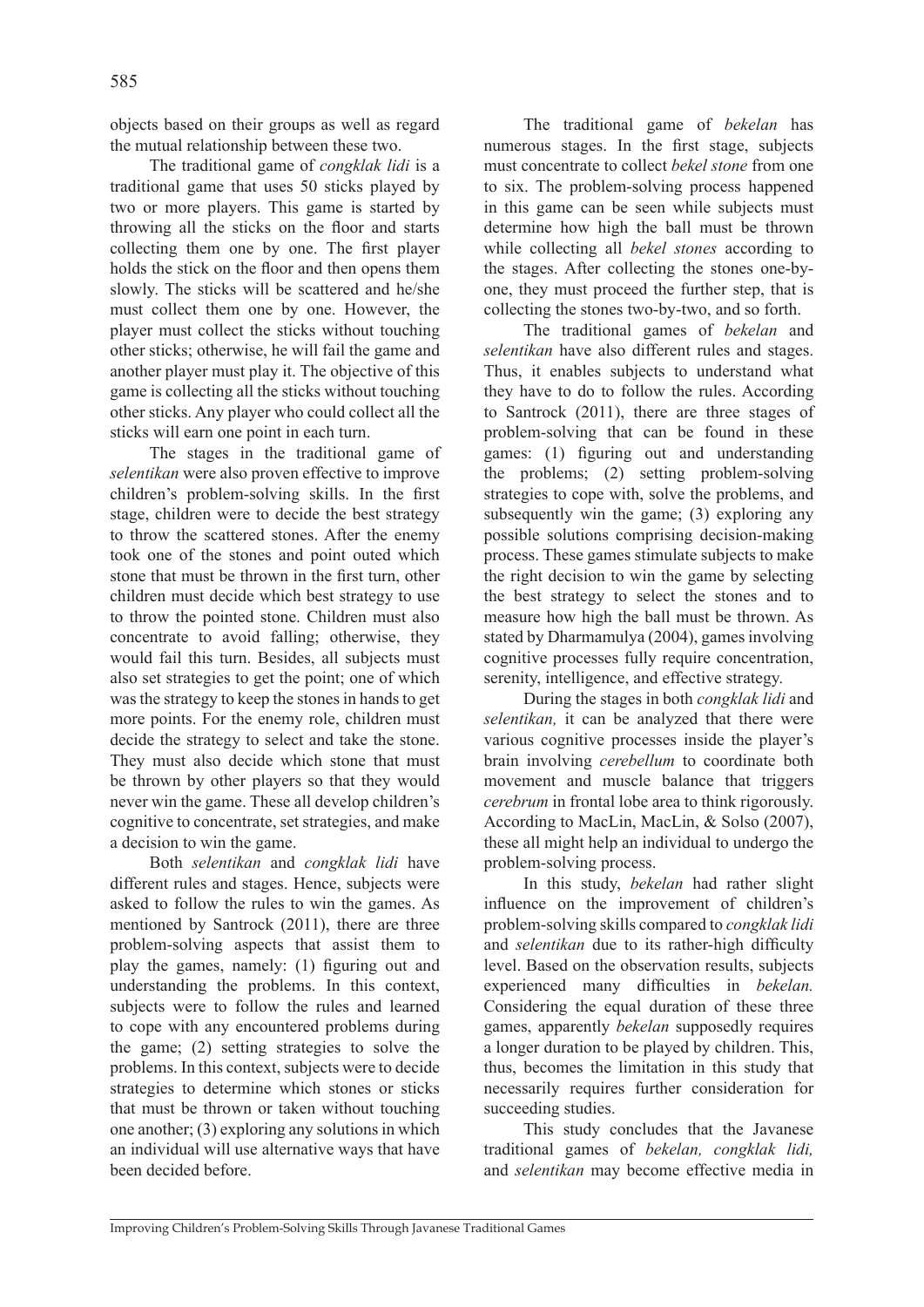objects based on their groups as well as regard the mutual relationship between these two.

The traditional game of *congklak lidi* is a traditional game that uses 50 sticks played by two or more players. This game is started by throwing all the sticks on the floor and starts collecting them one by one. The first player holds the stick on the floor and then opens them slowly. The sticks will be scattered and he/she must collect them one by one. However, the player must collect the sticks without touching other sticks; otherwise, he will fail the game and another player must play it. The objective of this game is collecting all the sticks without touching other sticks. Any player who could collect all the sticks will earn one point in each turn.

The stages in the traditional game of *selentikan* were also proven effective to improve children's problem-solving skills. In the first stage, children were to decide the best strategy to throw the scattered stones. After the enemy took one of the stones and point outed which stone that must be thrown in the first turn, other children must decide which best strategy to use to throw the pointed stone. Children must also concentrate to avoid falling; otherwise, they would fail this turn. Besides, all subjects must also set strategies to get the point; one of which was the strategy to keep the stones in hands to get more points. For the enemy role, children must decide the strategy to select and take the stone. They must also decide which stone that must be thrown by other players so that they would never win the game. These all develop children's cognitive to concentrate, set strategies, and make a decision to win the game.

Both *selentikan* and *congklak lidi* have different rules and stages. Hence, subjects were asked to follow the rules to win the games. As mentioned by Santrock (2011), there are three problem-solving aspects that assist them to play the games, namely: (1) figuring out and understanding the problems. In this context, subjects were to follow the rules and learned to cope with any encountered problems during the game; (2) setting strategies to solve the problems. In this context, subjects were to decide strategies to determine which stones or sticks that must be thrown or taken without touching one another; (3) exploring any solutions in which an individual will use alternative ways that have been decided before.

The traditional game of *bekelan* has numerous stages. In the first stage, subjects must concentrate to collect *bekel stone* from one to six. The problem-solving process happened in this game can be seen while subjects must determine how high the ball must be thrown while collecting all *bekel stones* according to the stages. After collecting the stones one-by-one, they must proceed the further step, that is collecting the stones two-by-two, and so forth.

The traditional games of *bekelan* and *selentikan* have also different rules and stages. Thus, it enables subjects to understand what they have to do to follow the rules. According to Santrock (2011), there are three stages of problem-solving that can be found in these games: (1) figuring out and understanding the problems; (2) setting problem-solving strategies to cope with, solve the problems, and subsequently win the game; (3) exploring any possible solutions comprising decision-making process. These games stimulate subjects to make the right decision to win the game by selecting the best strategy to select the stones and to measure how high the ball must be thrown. As stated by Dharmamulya (2004), games involving cognitive processes fully require concentration, serenity, intelligence, and effective strategy.

During the stages in both *congklak lidi* and *selentikan,* it can be analyzed that there were various cognitive processes inside the player's brain involving *cerebellum* to coordinate both movement and muscle balance that triggers *cerebrum* in frontal lobe area to think rigorously. According to MacLin, MacLin, & Solso (2007), these all might help an individual to undergo the problem-solving process.

In this study, *bekelan* had rather slight influence on the improvement of children's problem-solving skills compared to *congklak lidi* and *selentikan* due to its rather-high difficulty level. Based on the observation results, subjects experienced many difficulties in *bekelan.* Considering the equal duration of these three games, apparently *bekelan* supposedly requires a longer duration to be played by children. This, thus, becomes the limitation in this study that necessarily requires further consideration for succeeding studies.

This study concludes that the Javanese traditional games of *bekelan, congklak lidi,* and *selentikan* may become effective media in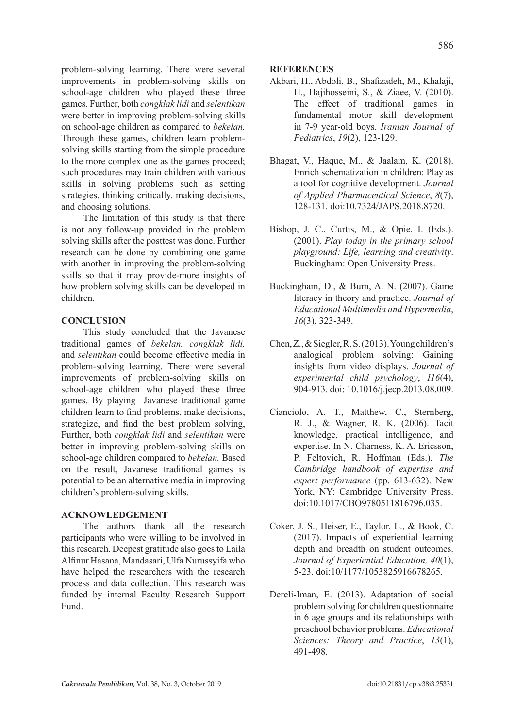problem-solving learning. There were several improvements in problem-solving skills on school-age children who played these three games. Further, both *congklak lidi* and *selentikan* were better in improving problem-solving skills on school-age children as compared to *bekelan.* Through these games, children learn problem-solving skills starting from the simple procedure to the more complex one as the games proceed; such procedures may train children with various skills in solving problems such as setting strategies, thinking critically, making decisions, and choosing solutions.

The limitation of this study is that there is not any follow-up provided in the problem solving skills after the posttest was done. Further research can be done by combining one game with another in improving the problem-solving skills so that it may provide-more insights of how problem solving skills can be developed in children.

## CONCLUSION

This study concluded that the Javanese traditional games of *bekelan, congklak lidi,* and *selentikan* could become effective media in problem-solving learning. There were several improvements of problem-solving skills on school-age children who played these three games. By playing Javanese traditional game children learn to find problems, make decisions, strategize, and find the best problem solving, Further, both *congklak lidi* and *selentikan* were better in improving problem-solving skills on school-age children compared to *bekelan.* Based on the result, Javanese traditional games is potential to be an alternative media in improving children's problem-solving skills.

## ACKNOWLEDGEMENT

The authors thank all the research participants who were willing to be involved in this research. Deepest gratitude also goes to Laila Alfinur Hasana, Mandasari, Ulfa Nurussyifa who have helped the researchers with the research process and data collection. This research was funded by internal Faculty Research Support Fund.

## REFERENCES

Akbari, H., Abdoli, B., Shafizadeh, M., Khalaji, H., Hajihosseini, S., & Ziaee, V. (2010). The effect of traditional games in fundamental motor skill development in 7-9 year-old boys. *Iranian Journal of Pediatrics*, *19*(2), 123-129.

Bhagat, V., Haque, M., & Jaalam, K. (2018). Enrich schematization in children: Play as a tool for cognitive development. *Journal of Applied Pharmaceutical Science*, *8*(7), 128-131. doi:10.7324/JAPS.2018.8720.

Bishop, J. C., Curtis, M., & Opie, I. (Eds.). (2001). *Play today in the primary school playground: Life, learning and creativity*. Buckingham: Open University Press.

Buckingham, D., & Burn, A. N. (2007). Game literacy in theory and practice. *Journal of Educational Multimedia and Hypermedia*, *16*(3), 323-349.

Chen, Z., & Siegler, R. S. (2013). Young children's analogical problem solving: Gaining insights from video displays. *Journal of experimental child psychology*, *116*(4), 904-913. doi: 10.1016/j.jecp.2013.08.009.

Cianciolo, A. T., Matthew, C., Sternberg, R. J., & Wagner, R. K. (2006). Tacit knowledge, practical intelligence, and expertise. In N. Charness, K. A. Ericsson, P. Feltovich, R. Hoffman (Eds.), *The Cambridge handbook of expertise and expert performance* (pp. 613-632). New York, NY: Cambridge University Press. doi:10.1017/CBO9780511816796.035.

Coker, J. S., Heiser, E., Taylor, L., & Book, C. (2017). Impacts of experiential learning depth and breadth on student outcomes. *Journal of Experiential Education, 40*(1), 5-23. doi:10/1177/1053825916678265.

Dereli-Iman, E. (2013). Adaptation of social problem solving for children questionnaire in 6 age groups and its relationships with preschool behavior problems. *Educational Sciences: Theory and Practice*, *13*(1), 491-498.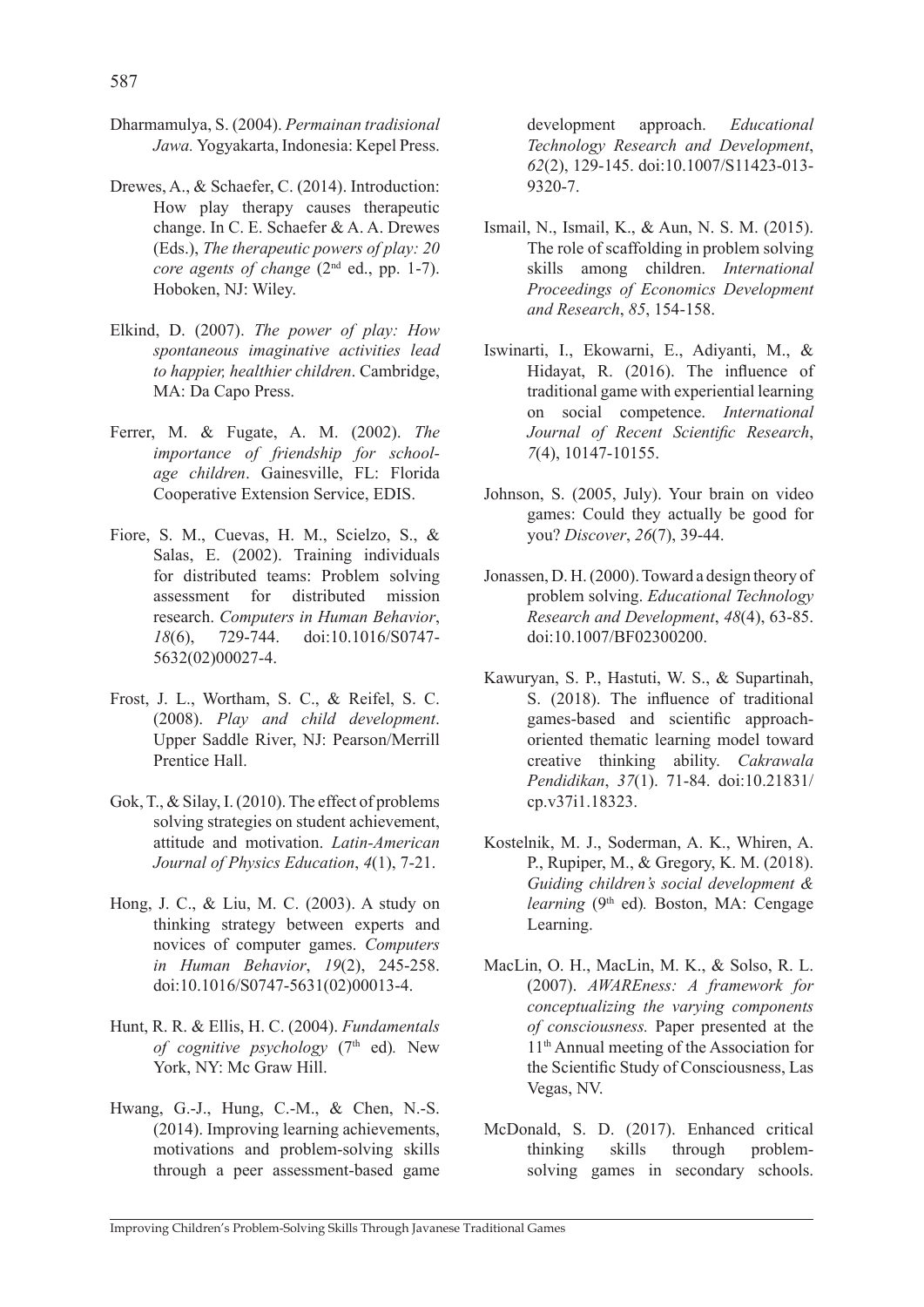Dharmamulya, S. (2004). *Permainan tradisional Jawa.* Yogyakarta, Indonesia: Kepel Press.

Drewes, A., & Schaefer, C. (2014). Introduction: How play therapy causes therapeutic change. In C. E. Schaefer & A. A. Drewes (Eds.), *The therapeutic powers of play: 20 core agents of change* (2nd ed., pp. 1-7). Hoboken, NJ: Wiley.

Elkind, D. (2007). *The power of play: How spontaneous imaginative activities lead to happier, healthier children*. Cambridge, MA: Da Capo Press.

Ferrer, M. & Fugate, A. M. (2002). *The importance of friendship for school-age children*. Gainesville, FL: Florida Cooperative Extension Service, EDIS.

Fiore, S. M., Cuevas, H. M., Scielzo, S., & Salas, E. (2002). Training individuals for distributed teams: Problem solving assessment for distributed mission research. *Computers in Human Behavior*, *18*(6), 729-744. doi:10.1016/S0747-5632(02)00027-4.

Frost, J. L., Wortham, S. C., & Reifel, S. C. (2008). *Play and child development*. Upper Saddle River, NJ: Pearson/Merrill Prentice Hall.

Gok, T., & Silay, I. (2010). The effect of problems solving strategies on student achievement, attitude and motivation. *Latin-American Journal of Physics Education*, *4*(1), 7-21.

Hong, J. C., & Liu, M. C. (2003). A study on thinking strategy between experts and novices of computer games. *Computers in Human Behavior*, *19*(2), 245-258. doi:10.1016/S0747-5631(02)00013-4.

Hunt, R. R. & Ellis, H. C. (2004). *Fundamentals of cognitive psychology* (7th ed)*.* New York, NY: Mc Graw Hill.

Hwang, G.-J., Hung, C.-M., & Chen, N.-S. (2014). Improving learning achievements, motivations and problem-solving skills through a peer assessment-based game development approach. *Educational Technology Research and Development*, *62*(2), 129-145. doi:10.1007/S11423-013-9320-7.

Ismail, N., Ismail, K., & Aun, N. S. M. (2015). The role of scaffolding in problem solving skills among children. *International Proceedings of Economics Development and Research*, *85*, 154-158.

Iswinarti, I., Ekowarni, E., Adiyanti, M., & Hidayat, R. (2016). The influence of traditional game with experiential learning on social competence. *International Journal of Recent Scientific Research*, *7*(4), 10147-10155.

Johnson, S. (2005, July). Your brain on video games: Could they actually be good for you? *Discover*, *26*(7), 39-44.

Jonassen, D. H. (2000). Toward a design theory of problem solving. *Educational Technology Research and Development*, *48*(4), 63-85. doi:10.1007/BF02300200.

Kawuryan, S. P., Hastuti, W. S., & Supartinah, S. (2018). The influence of traditional games-based and scientific approach-oriented thematic learning model toward creative thinking ability. *Cakrawala Pendidikan*, *37*(1). 71-84. doi:10.21831/cp.v37i1.18323.

Kostelnik, M. J., Soderman, A. K., Whiren, A. P., Rupiper, M., & Gregory, K. M. (2018). *Guiding children's social development & learning* (9th ed)*.* Boston, MA: Cengage Learning.

MacLin, O. H., MacLin, M. K., & Solso, R. L. (2007). *AWAREness: A framework for conceptualizing the varying components of consciousness.* Paper presented at the 11th Annual meeting of the Association for the Scientific Study of Consciousness, Las Vegas, NV.

McDonald, S. D. (2017). Enhanced critical thinking skills through problem-solving games in secondary schools.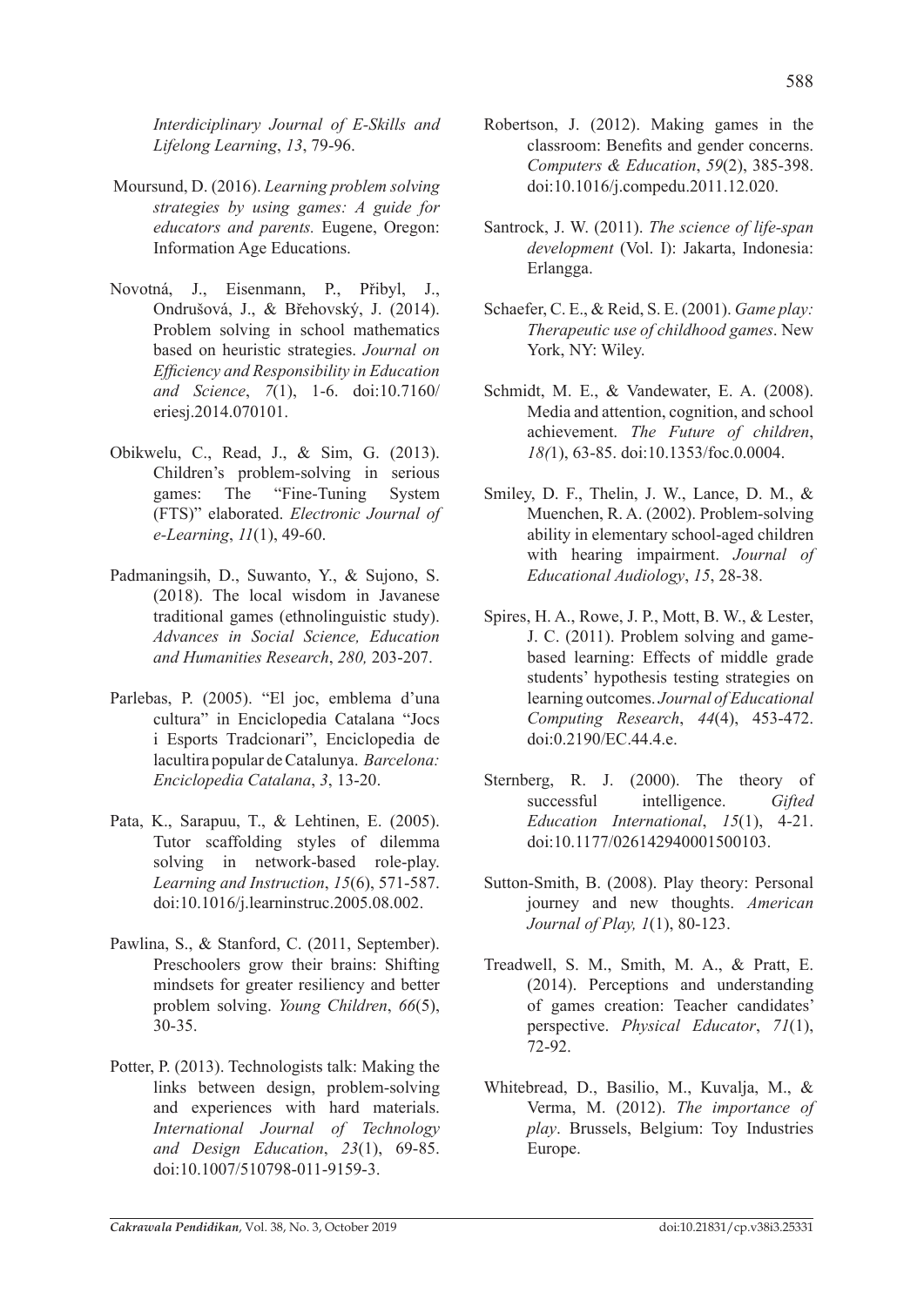*Interdiciplinary Journal of E-Skills and Lifelong Learning*, *13*, 79-96.

Moursund, D. (2016). *Learning problem solving strategies by using games: A guide for educators and parents.* Eugene, Oregon: Information Age Educations.

Novotná, J., Eisenmann, P., Přibyl, J., Ondrušová, J., & Břehovský, J. (2014). Problem solving in school mathematics based on heuristic strategies. *Journal on Efficiency and Responsibility in Education and Science*, *7*(1), 1-6. doi:10.7160/eriesj.2014.070101.

Obikwelu, C., Read, J., & Sim, G. (2013). Children's problem-solving in serious games: The "Fine-Tuning System (FTS)" elaborated. *Electronic Journal of e-Learning*, *11*(1), 49-60.

Padmaningsih, D., Suwanto, Y., & Sujono, S. (2018). The local wisdom in Javanese traditional games (ethnolinguistic study). *Advances in Social Science, Education and Humanities Research*, *280,* 203-207.

Parlebas, P. (2005). "El joc, emblema d'una cultura" in Enciclopedia Catalana "Jocs i Esports Tradcionari", Enciclopedia de lacultira popular de Catalunya. *Barcelona: Enciclopedia Catalana*, *3*, 13-20.

Pata, K., Sarapuu, T., & Lehtinen, E. (2005). Tutor scaffolding styles of dilemma solving in network-based role-play. *Learning and Instruction*, *15*(6), 571-587. doi:10.1016/j.learninstruc.2005.08.002.

Pawlina, S., & Stanford, C. (2011, September). Preschoolers grow their brains: Shifting mindsets for greater resiliency and better problem solving. *Young Children*, *66*(5), 30-35.

Potter, P. (2013). Technologists talk: Making the links between design, problem-solving and experiences with hard materials. *International Journal of Technology and Design Education*, *23*(1), 69-85. doi:10.1007/510798-011-9159-3.

Robertson, J. (2012). Making games in the classroom: Benefits and gender concerns. *Computers & Education*, *59*(2), 385-398. doi:10.1016/j.compedu.2011.12.020.

Santrock, J. W. (2011). *The science of life-span development* (Vol. I): Jakarta, Indonesia: Erlangga.

Schaefer, C. E., & Reid, S. E. (2001). *Game play: Therapeutic use of childhood games*. New York, NY: Wiley.

Schmidt, M. E., & Vandewater, E. A. (2008). Media and attention, cognition, and school achievement. *The Future of children*, *18(*1), 63-85. doi:10.1353/foc.0.0004.

Smiley, D. F., Thelin, J. W., Lance, D. M., & Muenchen, R. A. (2002). Problem-solving ability in elementary school-aged children with hearing impairment. *Journal of Educational Audiology*, *15*, 28-38.

Spires, H. A., Rowe, J. P., Mott, B. W., & Lester, J. C. (2011). Problem solving and game-based learning: Effects of middle grade students' hypothesis testing strategies on learning outcomes. *Journal of Educational Computing Research*, *44*(4), 453-472. doi:0.2190/EC.44.4.e.

Sternberg, R. J. (2000). The theory of successful intelligence. *Gifted Education International*, *15*(1), 4-21. doi:10.1177/026142940001500103.

Sutton-Smith, B. (2008). Play theory: Personal journey and new thoughts. *American Journal of Play, 1*(1), 80-123.

Treadwell, S. M., Smith, M. A., & Pratt, E. (2014). Perceptions and understanding of games creation: Teacher candidates' perspective. *Physical Educator*, *71*(1), 72-92.

Whitebread, D., Basilio, M., Kuvalja, M., & Verma, M. (2012). *The importance of play*. Brussels, Belgium: Toy Industries Europe.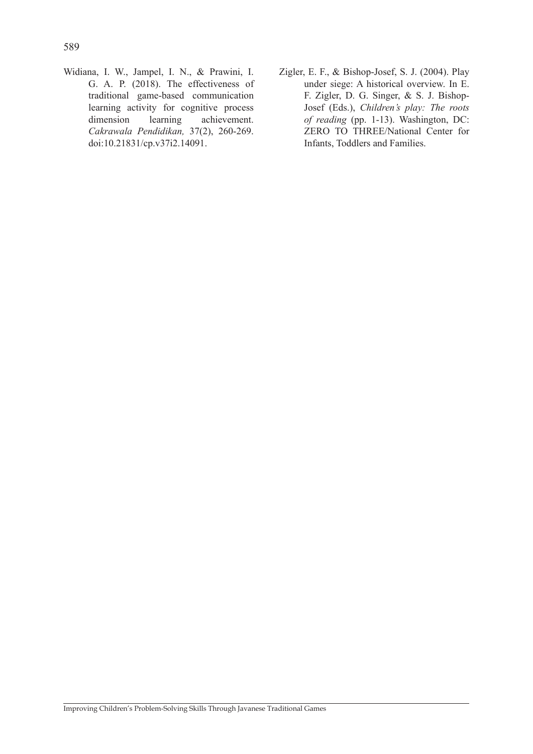Widiana, I. W., Jampel, I. N., & Prawini, I. G. A. P. (2018). The effectiveness of traditional game-based communication learning activity for cognitive process dimension learning achievement. *Cakrawala Pendidikan,* 37(2), 260-269. doi:10.21831/cp.v37i2.14091.

Zigler, E. F., & Bishop-Josef, S. J. (2004). Play under siege: A historical overview. In E. F. Zigler, D. G. Singer, & S. J. Bishop-Josef (Eds.), *Children's play: The roots of reading* (pp. 1-13). Washington, DC: ZERO TO THREE/National Center for Infants, Toddlers and Families.